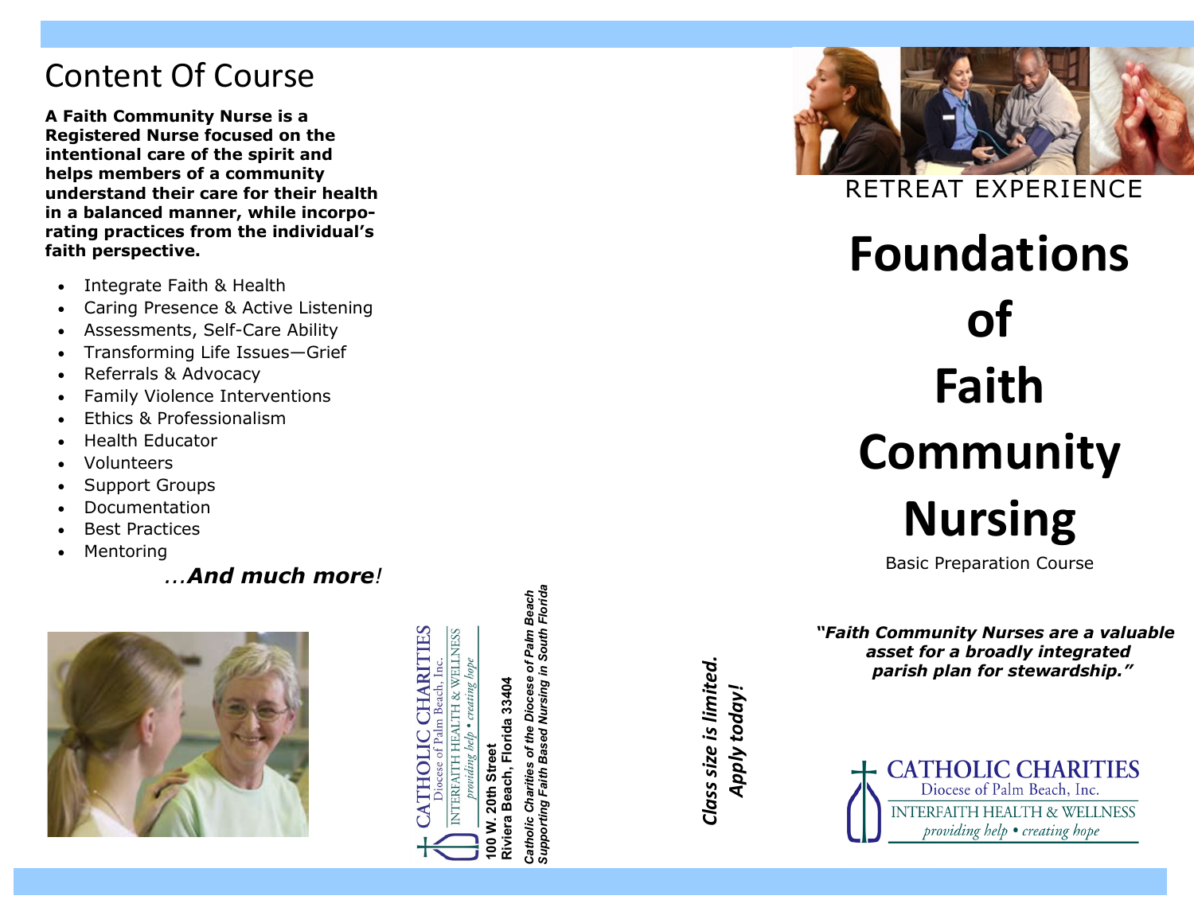## Content Of Course

**A Faith Community Nurse is a Registered Nurse focused on the intentional care of the spirit and helps members of a community understand their care for their health in a balanced manner, while incorporating practices from the individual's faith perspective.**

- Integrate Faith & Health
- Caring Presence & Active Listening
- Assessments, Self-Care Ability
- Transforming Life Issues—Grief
- Referrals & Advocacy
- Family Violence Interventions
- Ethics & Professionalism
- Health Educator
- Volunteers
- Support Groups
- Documentation
- Best Practices
- Mentoring

...***And much more***!

CATHOLIC CHARITIES
Diocese of Palm Beach, Inc.
INTERFAITH HEALTH & WELLNESS
*providing help • creating hope*

**100 W. 20th Street**
**Riviera Beach, Florida 33404**

***Catholic Charities of the Diocese of Palm Beach***
***Supporting Faith Based Nursing in South Florida***

***Class size is limited.***
***Apply today!***

RETREAT EXPERIENCE

# Foundations of Faith Community Nursing

Basic Preparation Course

***"Faith Community Nurses are a valuable asset for a broadly integrated parish plan for stewardship."***

CATHOLIC CHARITIES
Diocese of Palm Beach, Inc.
INTERFAITH HEALTH & WELLNESS
*providing help • creating hope*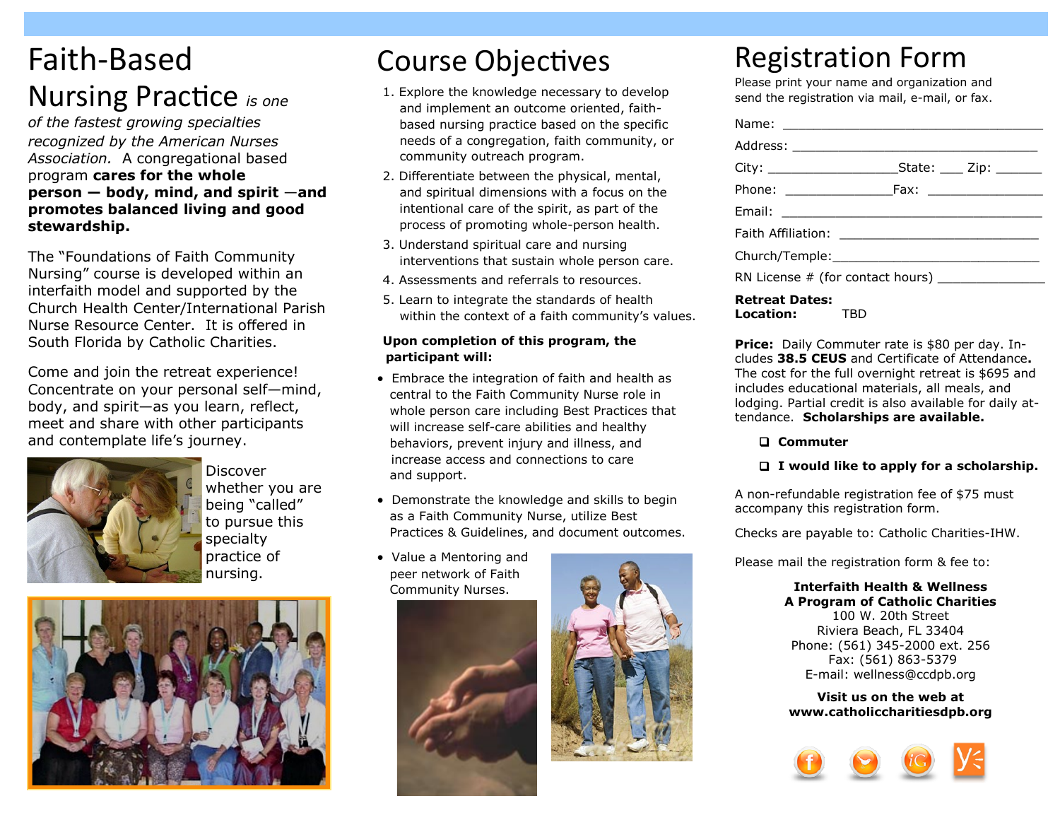# Faith-Based Nursing Practice

*is one of the fastest growing specialties recognized by the American Nurses Association.* A congregational based program **cares for the whole person — body, mind, and spirit —and promotes balanced living and good stewardship.**

The "Foundations of Faith Community Nursing" course is developed within an interfaith model and supported by the Church Health Center/International Parish Nurse Resource Center. It is offered in South Florida by Catholic Charities.

Come and join the retreat experience! Concentrate on your personal self—mind, body, and spirit—as you learn, reflect, meet and share with other participants and contemplate life's journey.

Discover whether you are being "called" to pursue this specialty practice of nursing.

# Course Objectives

1. Explore the knowledge necessary to develop and implement an outcome oriented, faith-based nursing practice based on the specific needs of a congregation, faith community, or community outreach program.
2. Differentiate between the physical, mental, and spiritual dimensions with a focus on the intentional care of the spirit, as part of the process of promoting whole-person health.
3. Understand spiritual care and nursing interventions that sustain whole person care.
4. Assessments and referrals to resources.
5. Learn to integrate the standards of health within the context of a faith community's values.

**Upon completion of this program, the participant will:**

- Embrace the integration of faith and health as central to the Faith Community Nurse role in whole person care including Best Practices that will increase self-care abilities and healthy behaviors, prevent injury and illness, and increase access and connections to care and support.
- Demonstrate the knowledge and skills to begin as a Faith Community Nurse, utilize Best Practices & Guidelines, and document outcomes.
- Value a Mentoring and peer network of Faith Community Nurses.

# Registration Form

Please print your name and organization and send the registration via mail, e-mail, or fax.

Name: ___________________________________

Address: _________________________________

City: _________________State: ___ Zip: ______

Phone: ______________Fax: ________________

Email: ___________________________________

Faith Affiliation: ___________________________

Church/Temple:____________________________

RN License # (for contact hours) ______________

**Retreat Dates:**
**Location:** TBD

**Price:** Daily Commuter rate is $80 per day. Includes **38.5 CEUS** and Certificate of Attendance**.** The cost for the full overnight retreat is $695 and includes educational materials, all meals, and lodging. Partial credit is also available for daily attendance. **Scholarships are available.**

- ☐ **Commuter**
- ☐ **I would like to apply for a scholarship.**

A non-refundable registration fee of $75 must accompany this registration form.

Checks are payable to: Catholic Charities-IHW.

Please mail the registration form & fee to:

**Interfaith Health & Wellness**
**A Program of Catholic Charities**
100 W. 20th Street
Riviera Beach, FL 33404
Phone: (561) 345-2000 ext. 256
Fax: (561) 863-5379
E-mail: wellness@ccdpb.org

**Visit us on the web at**
**www.catholiccharitiesdpb.org**